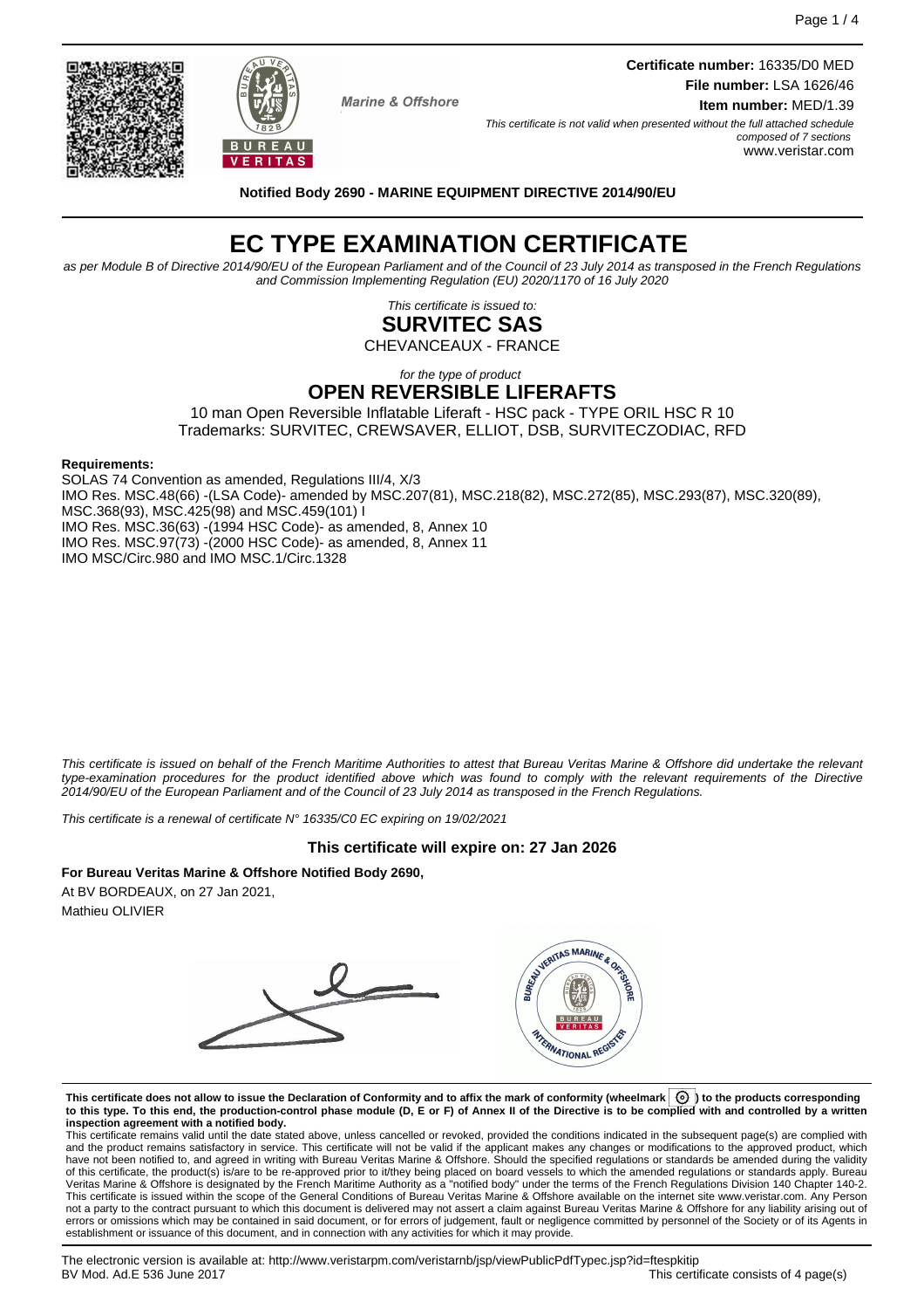**Certificate number:** 16335/D0 MED
**File number:** LSA 1626/46
**Item number:** MED/1.39

Marine & Offshore

*This certificate is not valid when presented without the full attached schedule composed of 7 sections*
www.veristar.com

**Notified Body 2690 - MARINE EQUIPMENT DIRECTIVE 2014/90/EU**

# EC TYPE EXAMINATION CERTIFICATE

*as per Module B of Directive 2014/90/EU of the European Parliament and of the Council of 23 July 2014 as transposed in the French Regulations and Commission Implementing Regulation (EU) 2020/1170 of 16 July 2020*

*This certificate is issued to:*

## SURVITEC SAS

CHEVANCEAUX - FRANCE

*for the type of product*

## OPEN REVERSIBLE LIFERAFTS

10 man Open Reversible Inflatable Liferaft - HSC pack - TYPE ORIL HSC R 10
Trademarks: SURVITEC, CREWSAVER, ELLIOT, DSB, SURVITECZODIAC, RFD

**Requirements:**

SOLAS 74 Convention as amended, Regulations III/4, X/3
IMO Res. MSC.48(66) -(LSA Code)- amended by MSC.207(81), MSC.218(82), MSC.272(85), MSC.293(87), MSC.320(89), MSC.368(93), MSC.425(98) and MSC.459(101) I
IMO Res. MSC.36(63) -(1994 HSC Code)- as amended, 8, Annex 10
IMO Res. MSC.97(73) -(2000 HSC Code)- as amended, 8, Annex 11
IMO MSC/Circ.980 and IMO MSC.1/Circ.1328

*This certificate is issued on behalf of the French Maritime Authorities to attest that Bureau Veritas Marine & Offshore did undertake the relevant type-examination procedures for the product identified above which was found to comply with the relevant requirements of the Directive 2014/90/EU of the European Parliament and of the Council of 23 July 2014 as transposed in the French Regulations.*

*This certificate is a renewal of certificate N° 16335/C0 EC expiring on 19/02/2021*

**This certificate will expire on: 27 Jan 2026**

**For Bureau Veritas Marine & Offshore Notified Body 2690,**
At BV BORDEAUX, on 27 Jan 2021,
Mathieu OLIVIER

**This certificate does not allow to issue the Declaration of Conformity and to affix the mark of conformity (wheelmark) to the products corresponding to this type. To this end, the production-control phase module (D, E or F) of Annex II of the Directive is to be complied with and controlled by a written inspection agreement with a notified body.**

This certificate remains valid until the date stated above, unless cancelled or revoked, provided the conditions indicated in the subsequent page(s) are complied with and the product remains satisfactory in service. This certificate will not be valid if the applicant makes any changes or modifications to the approved product, which have not been notified to, and agreed in writing with Bureau Veritas Marine & Offshore. Should the specified regulations or standards be amended during the validity of this certificate, the product(s) is/are to be re-approved prior to it/they being placed on board vessels to which the amended regulations or standards apply. Bureau Veritas Marine & Offshore is designated by the French Maritime Authority as a "notified body" under the terms of the French Regulations Division 140 Chapter 140-2. This certificate is issued within the scope of the General Conditions of Bureau Veritas Marine & Offshore available on the internet site www.veristar.com. Any Person not a party to the contract pursuant to which this document is delivered may not assert a claim against Bureau Veritas Marine & Offshore for any liability arising out of errors or omissions which may be contained in said document, or for errors of judgement, fault or negligence committed by personnel of the Society or of its Agents in establishment or issuance of this document, and in connection with any activities for which it may provide.

The electronic version is available at: http://www.veristarpm.com/veristarnb/jsp/viewPublicPdfTypec.jsp?id=ftespkitip
BV Mod. Ad.E 536 June 2017
This certificate consists of 4 page(s)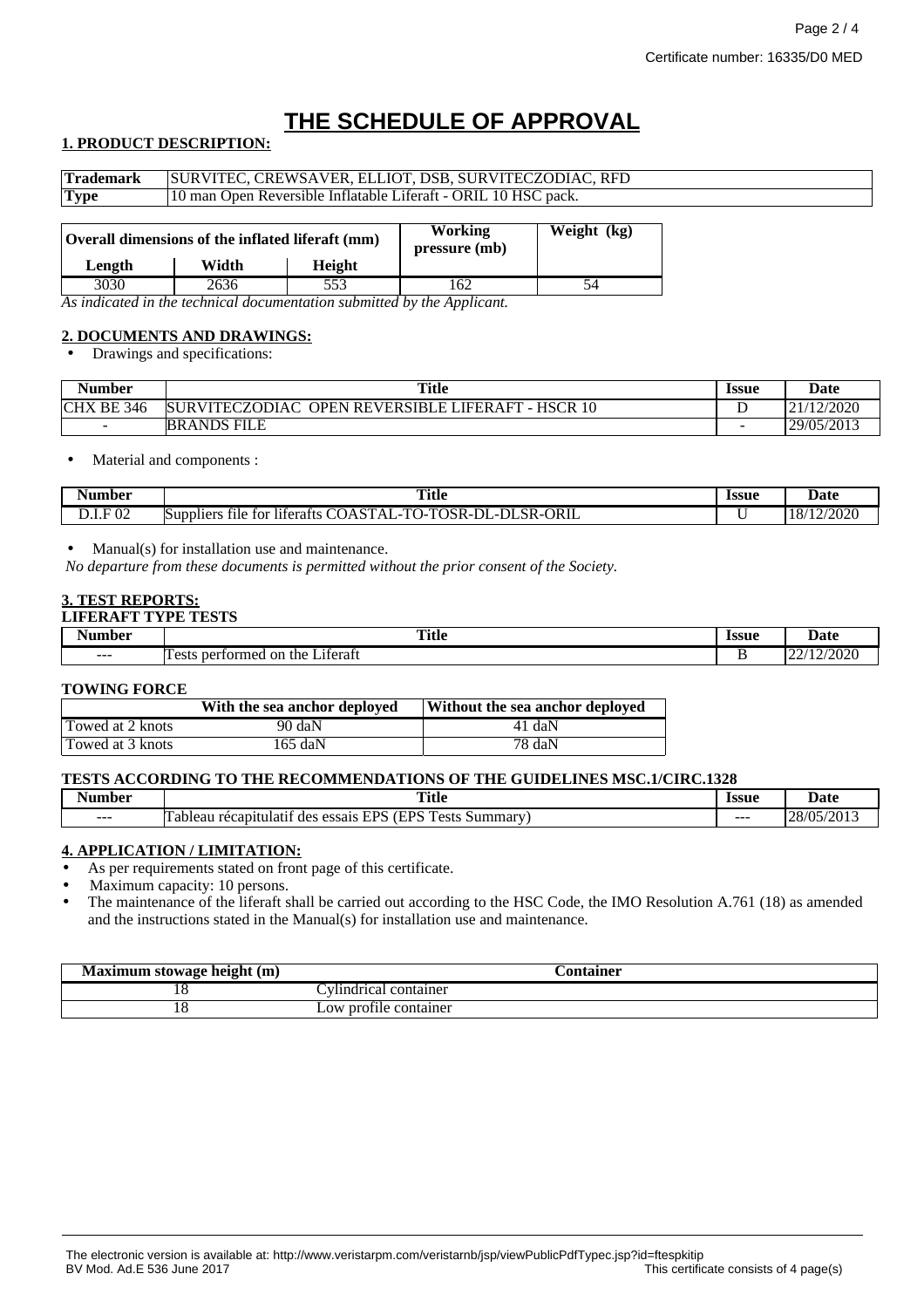# THE SCHEDULE OF APPROVAL

## 1. PRODUCT DESCRIPTION:

| Trademark | SURVITEC, CREWSAVER, ELLIOT, DSB, SURVITECZODIAC, RFD |
|---|---|
| Type | 10 man Open Reversible Inflatable Liferaft - ORIL 10 HSC pack. |

| Overall dimensions of the inflated liferaft (mm) | | | Working pressure (mb) | Weight (kg) |
|---|---|---|---|---|
| Length | Width | Height | | |
| 3030 | 2636 | 553 | 162 | 54 |

*As indicated in the technical documentation submitted by the Applicant.*

## 2. DOCUMENTS AND DRAWINGS:

- Drawings and specifications:

| Number | Title | Issue | Date |
|---|---|---|---|
| CHX BE 346 | SURVITECZODIAC OPEN REVERSIBLE LIFERAFT - HSCR 10 | D | 21/12/2020 |
| - | BRANDS FILE | - | 29/05/2013 |

- Material and components :

| Number | Title | Issue | Date |
|---|---|---|---|
| D.I.F 02 | Suppliers file for liferafts COASTAL-TO-TOSR-DL-DLSR-ORIL | U | 18/12/2020 |

- Manual(s) for installation use and maintenance.

*No departure from these documents is permitted without the prior consent of the Society.*

## 3. TEST REPORTS:

**LIFERAFT TYPE TESTS**

| Number | Title | Issue | Date |
|---|---|---|---|
| --- | Tests performed on the Liferaft | B | 22/12/2020 |

**TOWING FORCE**

| | With the sea anchor deployed | Without the sea anchor deployed |
|---|---|---|
| Towed at 2 knots | 90 daN | 41 daN |
| Towed at 3 knots | 165 daN | 78 daN |

**TESTS ACCORDING TO THE RECOMMENDATIONS OF THE GUIDELINES MSC.1/CIRC.1328**

| Number | Title | Issue | Date |
|---|---|---|---|
| --- | Tableau récapitulatif des essais EPS (EPS Tests Summary) | --- | 28/05/2013 |

## 4. APPLICATION / LIMITATION:

- As per requirements stated on front page of this certificate.
- Maximum capacity: 10 persons.
- The maintenance of the liferaft shall be carried out according to the HSC Code, the IMO Resolution A.761 (18) as amended and the instructions stated in the Manual(s) for installation use and maintenance.

| Maximum stowage height (m) | Container |
|---|---|
| 18 | Cylindrical container |
| 18 | Low profile container |

The electronic version is available at: http://www.veristarpm.com/veristarnb/jsp/viewPublicPdfTypec.jsp?id=ftespkitip
BV Mod. Ad.E 536 June 2017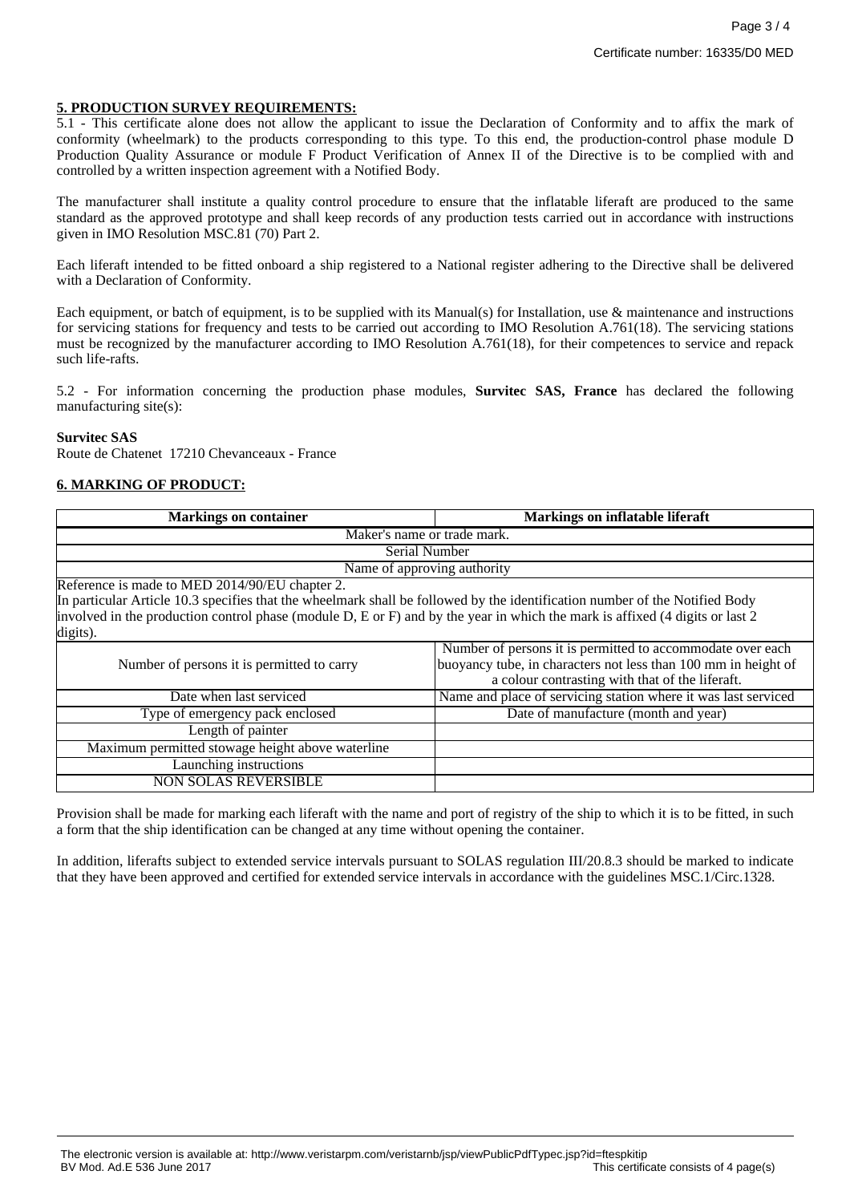## 5. PRODUCTION SURVEY REQUIREMENTS:

5.1 - This certificate alone does not allow the applicant to issue the Declaration of Conformity and to affix the mark of conformity (wheelmark) to the products corresponding to this type. To this end, the production-control phase module D Production Quality Assurance or module F Product Verification of Annex II of the Directive is to be complied with and controlled by a written inspection agreement with a Notified Body.

The manufacturer shall institute a quality control procedure to ensure that the inflatable liferaft are produced to the same standard as the approved prototype and shall keep records of any production tests carried out in accordance with instructions given in IMO Resolution MSC.81 (70) Part 2.

Each liferaft intended to be fitted onboard a ship registered to a National register adhering to the Directive shall be delivered with a Declaration of Conformity.

Each equipment, or batch of equipment, is to be supplied with its Manual(s) for Installation, use & maintenance and instructions for servicing stations for frequency and tests to be carried out according to IMO Resolution A.761(18). The servicing stations must be recognized by the manufacturer according to IMO Resolution A.761(18), for their competences to service and repack such life-rafts.

5.2 - For information concerning the production phase modules, **Survitec SAS, France** has declared the following manufacturing site(s):

**Survitec SAS**
Route de Chatenet 17210 Chevanceaux - France

## 6. MARKING OF PRODUCT:

| Markings on container | Markings on inflatable liferaft |
|---|---|
| Maker's name or trade mark. | |
| Serial Number | |
| Name of approving authority | |
| Reference is made to MED 2014/90/EU chapter 2. In particular Article 10.3 specifies that the wheelmark shall be followed by the identification number of the Notified Body involved in the production control phase (module D, E or F) and by the year in which the mark is affixed (4 digits or last 2 digits). | |
| Number of persons it is permitted to carry | Number of persons it is permitted to accommodate over each buoyancy tube, in characters not less than 100 mm in height of a colour contrasting with that of the liferaft. |
| Date when last serviced | Name and place of servicing station where it was last serviced |
| Type of emergency pack enclosed | Date of manufacture (month and year) |
| Length of painter | |
| Maximum permitted stowage height above waterline | |
| Launching instructions | |
| NON SOLAS REVERSIBLE | |

Provision shall be made for marking each liferaft with the name and port of registry of the ship to which it is to be fitted, in such a form that the ship identification can be changed at any time without opening the container.

In addition, liferafts subject to extended service intervals pursuant to SOLAS regulation III/20.8.3 should be marked to indicate that they have been approved and certified for extended service intervals in accordance with the guidelines MSC.1/Circ.1328.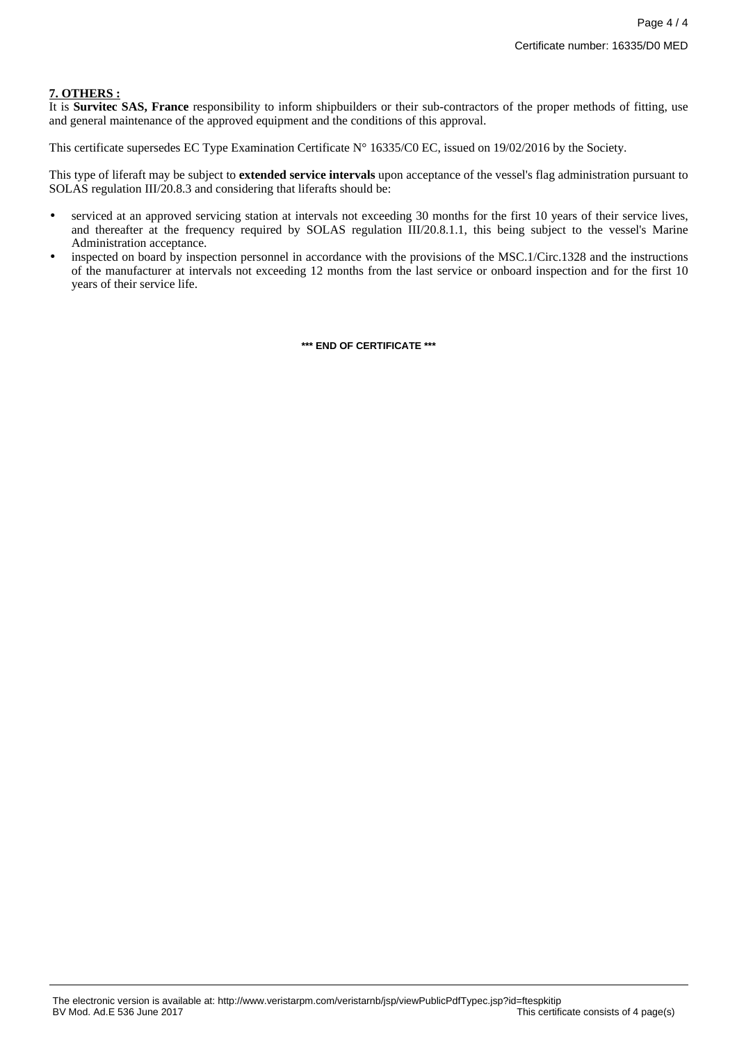## 7. OTHERS :

It is **Survitec SAS, France** responsibility to inform shipbuilders or their sub-contractors of the proper methods of fitting, use and general maintenance of the approved equipment and the conditions of this approval.

This certificate supersedes EC Type Examination Certificate N° 16335/C0 EC, issued on 19/02/2016 by the Society.

This type of liferaft may be subject to **extended service intervals** upon acceptance of the vessel's flag administration pursuant to SOLAS regulation III/20.8.3 and considering that liferafts should be:

- serviced at an approved servicing station at intervals not exceeding 30 months for the first 10 years of their service lives, and thereafter at the frequency required by SOLAS regulation III/20.8.1.1, this being subject to the vessel's Marine Administration acceptance.
- inspected on board by inspection personnel in accordance with the provisions of the MSC.1/Circ.1328 and the instructions of the manufacturer at intervals not exceeding 12 months from the last service or onboard inspection and for the first 10 years of their service life.

**\*\*\* END OF CERTIFICATE \*\*\***

The electronic version is available at: http://www.veristarpm.com/veristarnb/jsp/viewPublicPdfTypec.jsp?id=ftespkitip
BV Mod. Ad.E 536 June 2017

This certificate consists of 4 page(s)